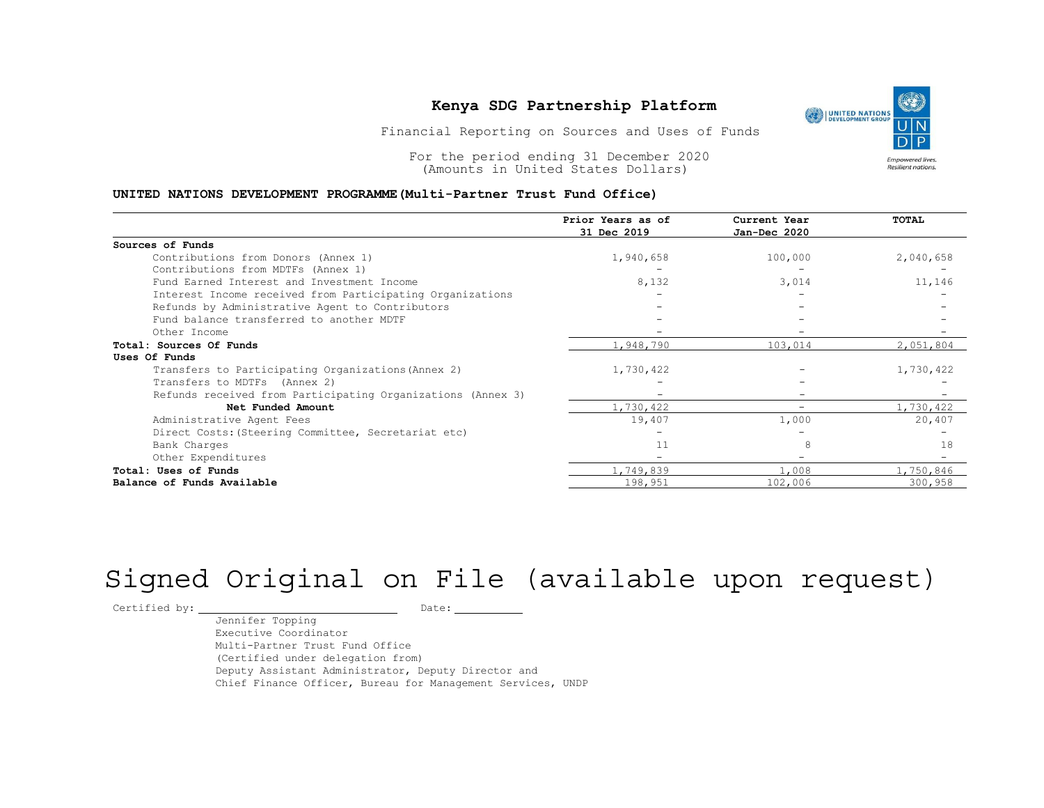# Kenya SDG Partnership Platform

Financial Reporting on Sources and Uses of Funds

For the period ending 31 December 2020
(Amounts in United States Dollars)

**UNITED NATIONS DEVELOPMENT PROGRAMME (Multi-Partner Trust Fund Office)**

| | Prior Years as of 31 Dec 2019 | Current Year Jan-Dec 2020 | TOTAL |
|---|---|---|---|
| **Sources of Funds** | | | |
| Contributions from Donors (Annex 1) | 1,940,658 | 100,000 | 2,040,658 |
| Contributions from MDTFs (Annex 1) | - | - | - |
| Fund Earned Interest and Investment Income | 8,132 | 3,014 | 11,146 |
| Interest Income received from Participating Organizations | - | - | - |
| Refunds by Administrative Agent to Contributors | - | - | - |
| Fund balance transferred to another MDTF | - | - | - |
| Other Income | - | - | - |
| **Total: Sources Of Funds** | 1,948,790 | 103,014 | 2,051,804 |
| **Uses Of Funds** | | | |
| Transfers to Participating Organizations (Annex 2) | 1,730,422 | - | 1,730,422 |
| Transfers to MDTFs (Annex 2) | - | - | - |
| Refunds received from Participating Organizations (Annex 3) | - | - | - |
| **Net Funded Amount** | 1,730,422 | - | 1,730,422 |
| Administrative Agent Fees | 19,407 | 1,000 | 20,407 |
| Direct Costs: (Steering Committee, Secretariat etc) | - | - | - |
| Bank Charges | 11 | 8 | 18 |
| Other Expenditures | - | - | - |
| **Total: Uses of Funds** | 1,749,839 | 1,008 | 1,750,846 |
| **Balance of Funds Available** | 198,951 | 102,006 | 300,958 |

Signed Original on File (available upon request)

Certified by: \_\_\_\_\_\_\_\_\_\_\_\_\_\_\_\_\_\_\_\_ Date: \_\_\_\_\_\_\_\_\_\_

Jennifer Topping
Executive Coordinator
Multi-Partner Trust Fund Office
(Certified under delegation from)
Deputy Assistant Administrator, Deputy Director and
Chief Finance Officer, Bureau for Management Services, UNDP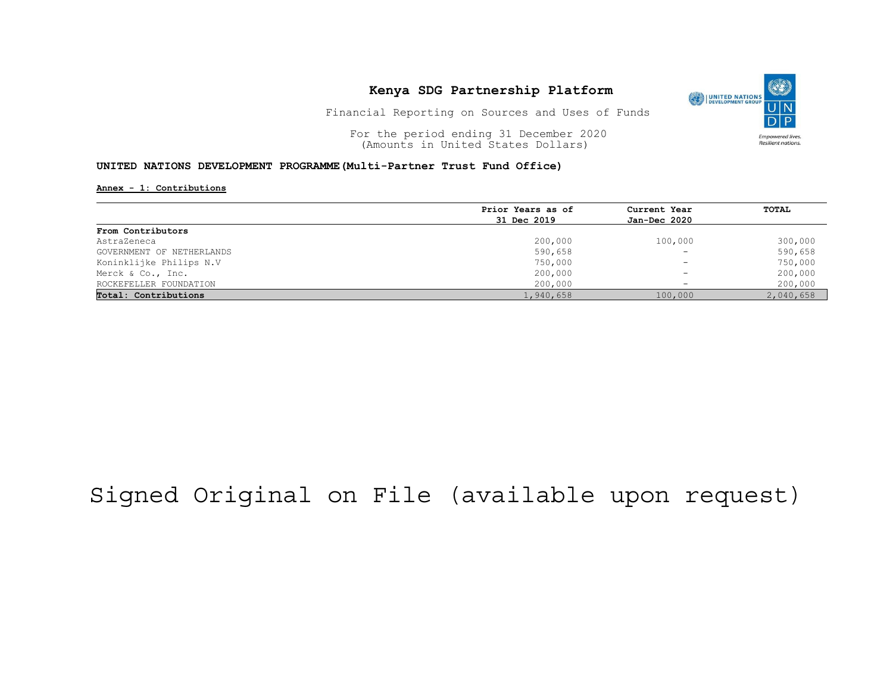# Kenya SDG Partnership Platform

Financial Reporting on Sources and Uses of Funds

For the period ending 31 December 2020
(Amounts in United States Dollars)

**UNITED NATIONS DEVELOPMENT PROGRAMME(Multi-Partner Trust Fund Office)**

**Annex - 1: Contributions**

| | Prior Years as of 31 Dec 2019 | Current Year Jan-Dec 2020 | TOTAL |
|---|---|---|---|
| **From Contributors** | | | |
| AstraZeneca | 200,000 | 100,000 | 300,000 |
| GOVERNMENT OF NETHERLANDS | 590,658 | - | 590,658 |
| Koninklijke Philips N.V | 750,000 | - | 750,000 |
| Merck & Co., Inc. | 200,000 | - | 200,000 |
| ROCKEFELLER FOUNDATION | 200,000 | - | 200,000 |
| **Total: Contributions** | 1,940,658 | 100,000 | 2,040,658 |

Signed Original on File (available upon request)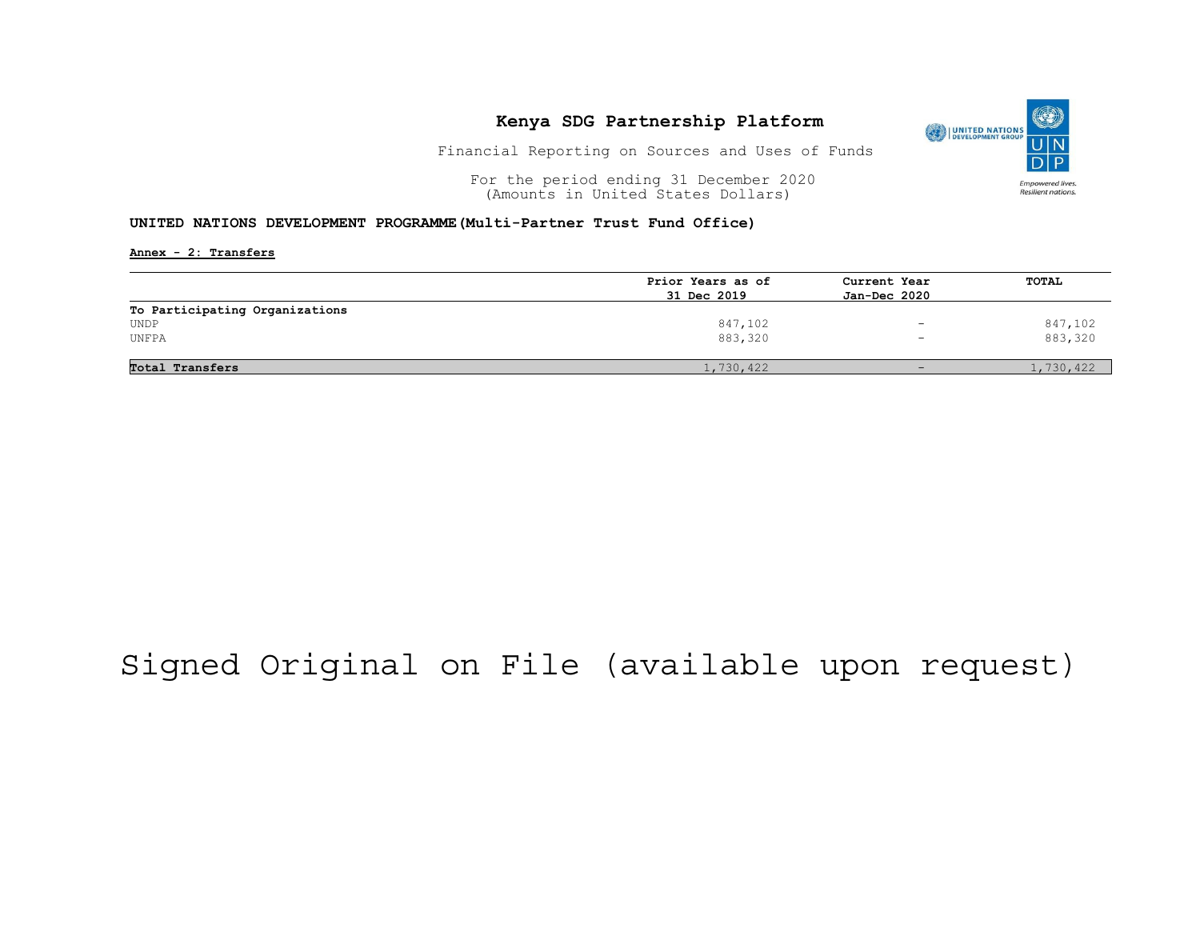# Kenya SDG Partnership Platform

Financial Reporting on Sources and Uses of Funds

For the period ending 31 December 2020
(Amounts in United States Dollars)

**UNITED NATIONS DEVELOPMENT PROGRAMME (Multi-Partner Trust Fund Office)**

**Annex - 2: Transfers**

| | Prior Years as of 31 Dec 2019 | Current Year Jan-Dec 2020 | TOTAL |
|---|---|---|---|
| **To Participating Organizations** | | | |
| UNDP | 847,102 | - | 847,102 |
| UNFPA | 883,320 | - | 883,320 |
| **Total Transfers** | 1,730,422 | - | 1,730,422 |

Signed Original on File (available upon request)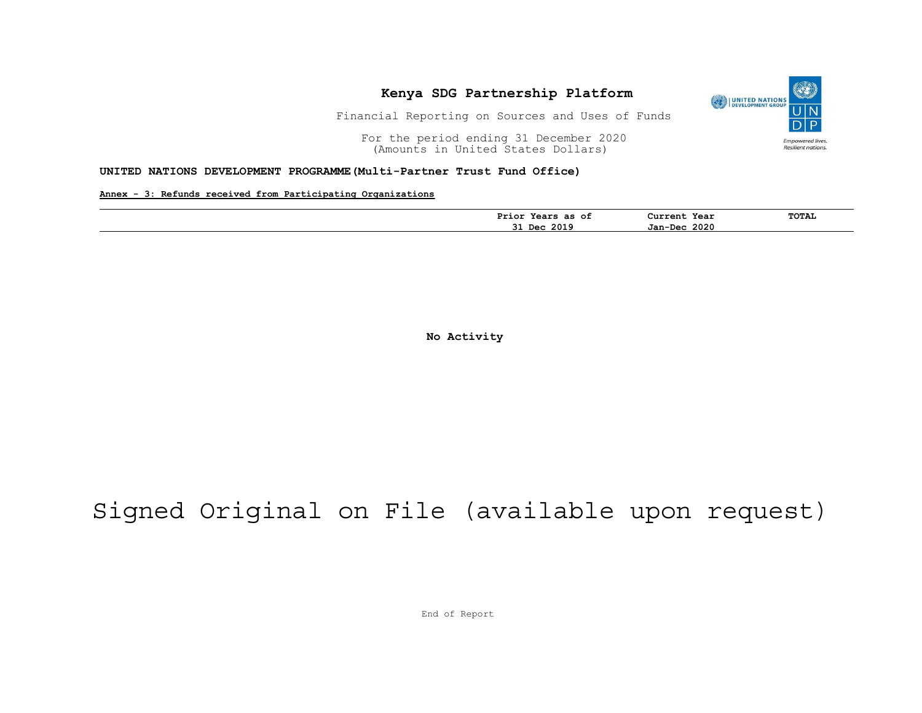# Kenya SDG Partnership Platform

Financial Reporting on Sources and Uses of Funds

For the period ending 31 December 2020
(Amounts in United States Dollars)

**UNITED NATIONS DEVELOPMENT PROGRAMME (Multi-Partner Trust Fund Office)**

**Annex - 3: Refunds received from Participating Organizations**

| | Prior Years as of 31 Dec 2019 | Current Year Jan-Dec 2020 | TOTAL |
|---|---|---|---|

**No Activity**

Signed Original on File (available upon request)

End of Report